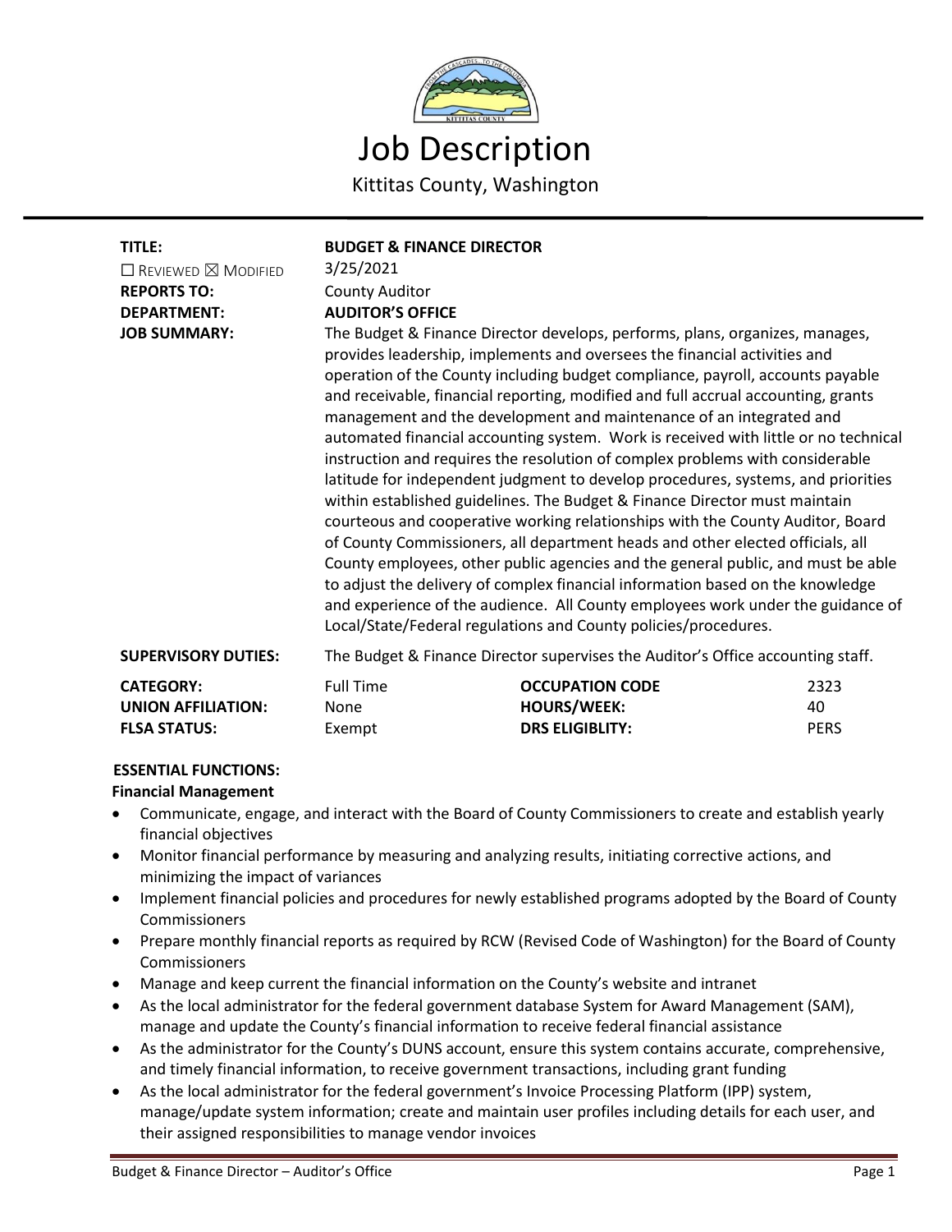# Job Description

Kittitas County, Washington

| | | | |
|---|---|---|---|
| **TITLE:** | **BUDGET & FINANCE DIRECTOR** | | |
| ☐ Reviewed ☒ Modified | 3/25/2021 | | |
| **REPORTS TO:** | County Auditor | | |
| **DEPARTMENT:** | **AUDITOR'S OFFICE** | | |
| **JOB SUMMARY:** | The Budget & Finance Director develops, performs, plans, organizes, manages, provides leadership, implements and oversees the financial activities and operation of the County including budget compliance, payroll, accounts payable and receivable, financial reporting, modified and full accrual accounting, grants management and the development and maintenance of an integrated and automated financial accounting system. Work is received with little or no technical instruction and requires the resolution of complex problems with considerable latitude for independent judgment to develop procedures, systems, and priorities within established guidelines. The Budget & Finance Director must maintain courteous and cooperative working relationships with the County Auditor, Board of County Commissioners, all department heads and other elected officials, all County employees, other public agencies and the general public, and must be able to adjust the delivery of complex financial information based on the knowledge and experience of the audience. All County employees work under the guidance of Local/State/Federal regulations and County policies/procedures. | | |
| **SUPERVISORY DUTIES:** | The Budget & Finance Director supervises the Auditor's Office accounting staff. | | |
| **CATEGORY:** | Full Time | **OCCUPATION CODE** | 2323 |
| **UNION AFFILIATION:** | None | **HOURS/WEEK:** | 40 |
| **FLSA STATUS:** | Exempt | **DRS ELIGIBLITY:** | PERS |

**ESSENTIAL FUNCTIONS:**

**Financial Management**

- Communicate, engage, and interact with the Board of County Commissioners to create and establish yearly financial objectives
- Monitor financial performance by measuring and analyzing results, initiating corrective actions, and minimizing the impact of variances
- Implement financial policies and procedures for newly established programs adopted by the Board of County Commissioners
- Prepare monthly financial reports as required by RCW (Revised Code of Washington) for the Board of County Commissioners
- Manage and keep current the financial information on the County's website and intranet
- As the local administrator for the federal government database System for Award Management (SAM), manage and update the County's financial information to receive federal financial assistance
- As the administrator for the County's DUNS account, ensure this system contains accurate, comprehensive, and timely financial information, to receive government transactions, including grant funding
- As the local administrator for the federal government's Invoice Processing Platform (IPP) system, manage/update system information; create and maintain user profiles including details for each user, and their assigned responsibilities to manage vendor invoices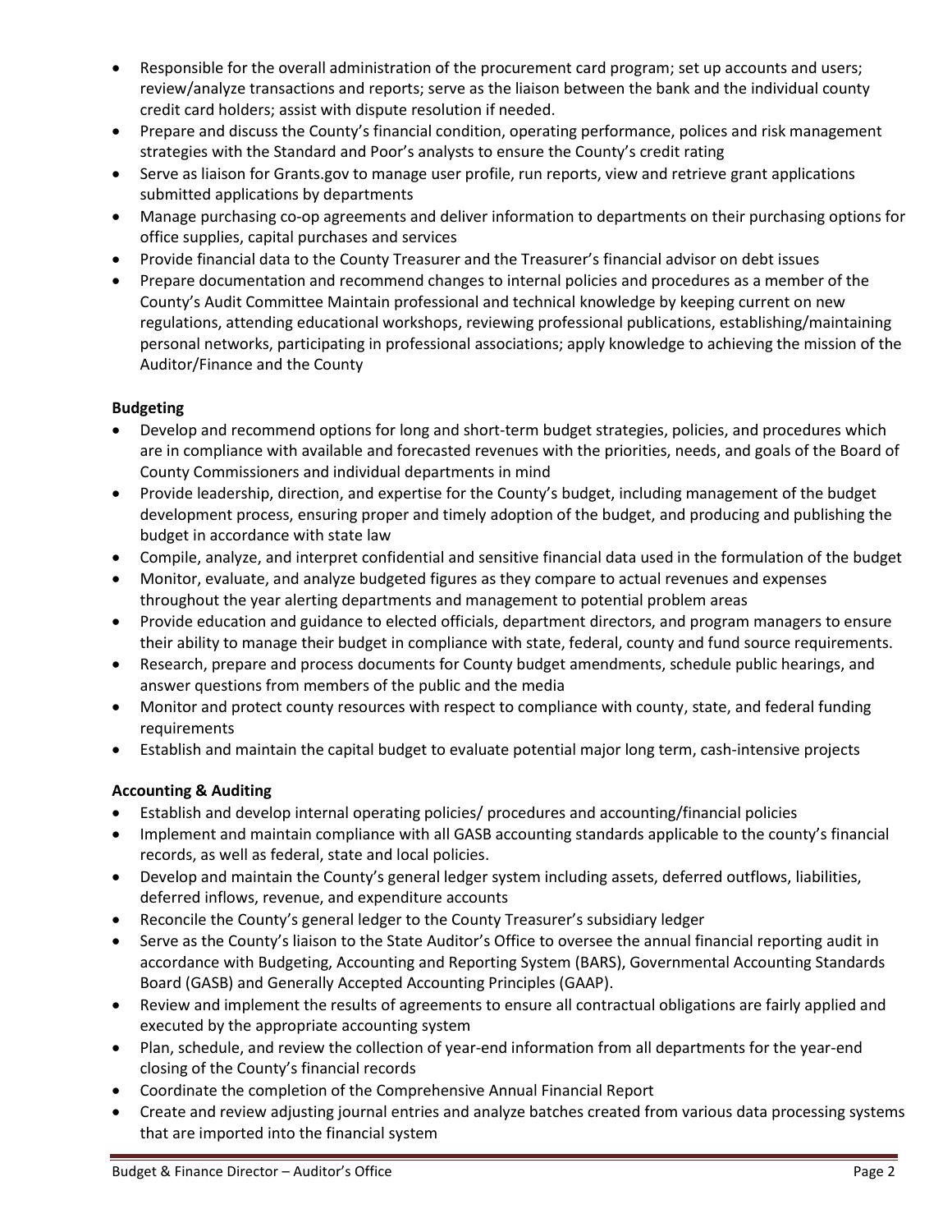- Responsible for the overall administration of the procurement card program; set up accounts and users; review/analyze transactions and reports; serve as the liaison between the bank and the individual county credit card holders; assist with dispute resolution if needed.
- Prepare and discuss the County's financial condition, operating performance, polices and risk management strategies with the Standard and Poor's analysts to ensure the County's credit rating
- Serve as liaison for Grants.gov to manage user profile, run reports, view and retrieve grant applications submitted applications by departments
- Manage purchasing co-op agreements and deliver information to departments on their purchasing options for office supplies, capital purchases and services
- Provide financial data to the County Treasurer and the Treasurer's financial advisor on debt issues
- Prepare documentation and recommend changes to internal policies and procedures as a member of the County's Audit Committee Maintain professional and technical knowledge by keeping current on new regulations, attending educational workshops, reviewing professional publications, establishing/maintaining personal networks, participating in professional associations; apply knowledge to achieving the mission of the Auditor/Finance and the County

**Budgeting**

- Develop and recommend options for long and short-term budget strategies, policies, and procedures which are in compliance with available and forecasted revenues with the priorities, needs, and goals of the Board of County Commissioners and individual departments in mind
- Provide leadership, direction, and expertise for the County's budget, including management of the budget development process, ensuring proper and timely adoption of the budget, and producing and publishing the budget in accordance with state law
- Compile, analyze, and interpret confidential and sensitive financial data used in the formulation of the budget
- Monitor, evaluate, and analyze budgeted figures as they compare to actual revenues and expenses throughout the year alerting departments and management to potential problem areas
- Provide education and guidance to elected officials, department directors, and program managers to ensure their ability to manage their budget in compliance with state, federal, county and fund source requirements.
- Research, prepare and process documents for County budget amendments, schedule public hearings, and answer questions from members of the public and the media
- Monitor and protect county resources with respect to compliance with county, state, and federal funding requirements
- Establish and maintain the capital budget to evaluate potential major long term, cash-intensive projects

**Accounting & Auditing**

- Establish and develop internal operating policies/ procedures and accounting/financial policies
- Implement and maintain compliance with all GASB accounting standards applicable to the county's financial records, as well as federal, state and local policies.
- Develop and maintain the County's general ledger system including assets, deferred outflows, liabilities, deferred inflows, revenue, and expenditure accounts
- Reconcile the County's general ledger to the County Treasurer's subsidiary ledger
- Serve as the County's liaison to the State Auditor's Office to oversee the annual financial reporting audit in accordance with Budgeting, Accounting and Reporting System (BARS), Governmental Accounting Standards Board (GASB) and Generally Accepted Accounting Principles (GAAP).
- Review and implement the results of agreements to ensure all contractual obligations are fairly applied and executed by the appropriate accounting system
- Plan, schedule, and review the collection of year-end information from all departments for the year-end closing of the County's financial records
- Coordinate the completion of the Comprehensive Annual Financial Report
- Create and review adjusting journal entries and analyze batches created from various data processing systems that are imported into the financial system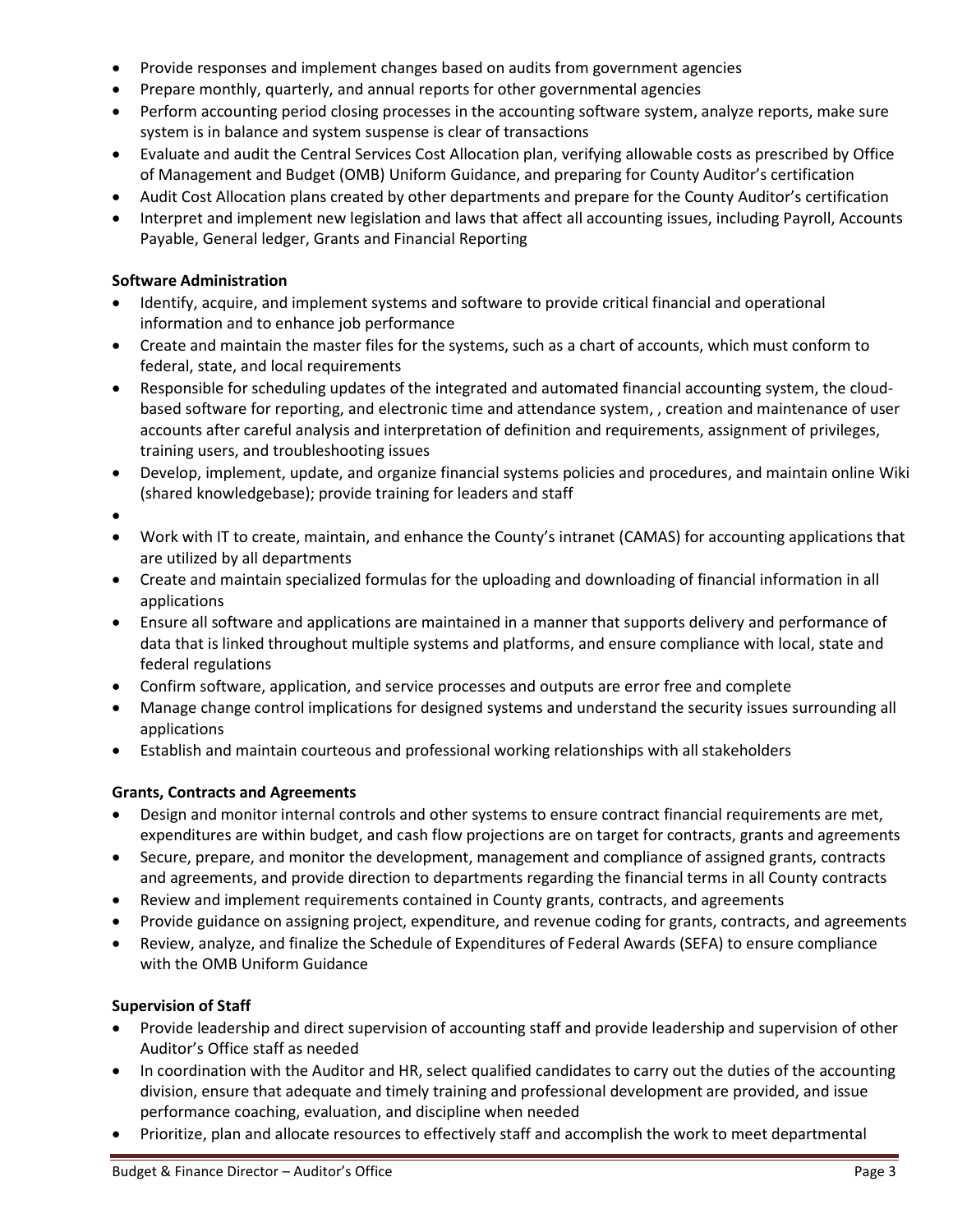- Provide responses and implement changes based on audits from government agencies
- Prepare monthly, quarterly, and annual reports for other governmental agencies
- Perform accounting period closing processes in the accounting software system, analyze reports, make sure system is in balance and system suspense is clear of transactions
- Evaluate and audit the Central Services Cost Allocation plan, verifying allowable costs as prescribed by Office of Management and Budget (OMB) Uniform Guidance, and preparing for County Auditor's certification
- Audit Cost Allocation plans created by other departments and prepare for the County Auditor's certification
- Interpret and implement new legislation and laws that affect all accounting issues, including Payroll, Accounts Payable, General ledger, Grants and Financial Reporting

**Software Administration**

- Identify, acquire, and implement systems and software to provide critical financial and operational information and to enhance job performance
- Create and maintain the master files for the systems, such as a chart of accounts, which must conform to federal, state, and local requirements
- Responsible for scheduling updates of the integrated and automated financial accounting system, the cloud-based software for reporting, and electronic time and attendance system, , creation and maintenance of user accounts after careful analysis and interpretation of definition and requirements, assignment of privileges, training users, and troubleshooting issues
- Develop, implement, update, and organize financial systems policies and procedures, and maintain online Wiki (shared knowledgebase); provide training for leaders and staff
- 
- Work with IT to create, maintain, and enhance the County's intranet (CAMAS) for accounting applications that are utilized by all departments
- Create and maintain specialized formulas for the uploading and downloading of financial information in all applications
- Ensure all software and applications are maintained in a manner that supports delivery and performance of data that is linked throughout multiple systems and platforms, and ensure compliance with local, state and federal regulations
- Confirm software, application, and service processes and outputs are error free and complete
- Manage change control implications for designed systems and understand the security issues surrounding all applications
- Establish and maintain courteous and professional working relationships with all stakeholders

**Grants, Contracts and Agreements**

- Design and monitor internal controls and other systems to ensure contract financial requirements are met, expenditures are within budget, and cash flow projections are on target for contracts, grants and agreements
- Secure, prepare, and monitor the development, management and compliance of assigned grants, contracts and agreements, and provide direction to departments regarding the financial terms in all County contracts
- Review and implement requirements contained in County grants, contracts, and agreements
- Provide guidance on assigning project, expenditure, and revenue coding for grants, contracts, and agreements
- Review, analyze, and finalize the Schedule of Expenditures of Federal Awards (SEFA) to ensure compliance with the OMB Uniform Guidance

**Supervision of Staff**

- Provide leadership and direct supervision of accounting staff and provide leadership and supervision of other Auditor's Office staff as needed
- In coordination with the Auditor and HR, select qualified candidates to carry out the duties of the accounting division, ensure that adequate and timely training and professional development are provided, and issue performance coaching, evaluation, and discipline when needed
- Prioritize, plan and allocate resources to effectively staff and accomplish the work to meet departmental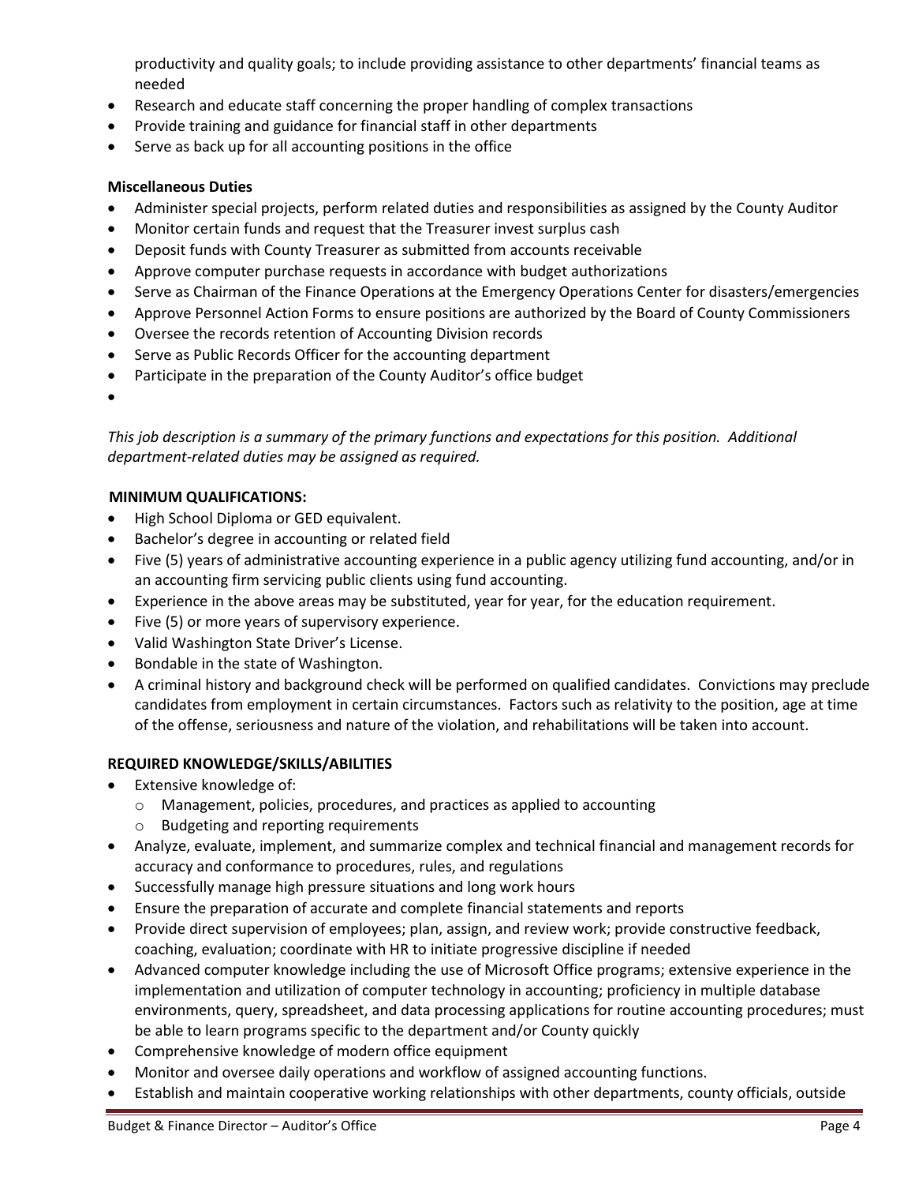productivity and quality goals; to include providing assistance to other departments' financial teams as needed

- Research and educate staff concerning the proper handling of complex transactions
- Provide training and guidance for financial staff in other departments
- Serve as back up for all accounting positions in the office

**Miscellaneous Duties**

- Administer special projects, perform related duties and responsibilities as assigned by the County Auditor
- Monitor certain funds and request that the Treasurer invest surplus cash
- Deposit funds with County Treasurer as submitted from accounts receivable
- Approve computer purchase requests in accordance with budget authorizations
- Serve as Chairman of the Finance Operations at the Emergency Operations Center for disasters/emergencies
- Approve Personnel Action Forms to ensure positions are authorized by the Board of County Commissioners
- Oversee the records retention of Accounting Division records
- Serve as Public Records Officer for the accounting department
- Participate in the preparation of the County Auditor's office budget

*This job description is a summary of the primary functions and expectations for this position. Additional department-related duties may be assigned as required.*

**MINIMUM QUALIFICATIONS:**

- High School Diploma or GED equivalent.
- Bachelor's degree in accounting or related field
- Five (5) years of administrative accounting experience in a public agency utilizing fund accounting, and/or in an accounting firm servicing public clients using fund accounting.
- Experience in the above areas may be substituted, year for year, for the education requirement.
- Five (5) or more years of supervisory experience.
- Valid Washington State Driver's License.
- Bondable in the state of Washington.
- A criminal history and background check will be performed on qualified candidates. Convictions may preclude candidates from employment in certain circumstances. Factors such as relativity to the position, age at time of the offense, seriousness and nature of the violation, and rehabilitations will be taken into account.

**REQUIRED KNOWLEDGE/SKILLS/ABILITIES**

- Extensive knowledge of:
  - Management, policies, procedures, and practices as applied to accounting
  - Budgeting and reporting requirements
- Analyze, evaluate, implement, and summarize complex and technical financial and management records for accuracy and conformance to procedures, rules, and regulations
- Successfully manage high pressure situations and long work hours
- Ensure the preparation of accurate and complete financial statements and reports
- Provide direct supervision of employees; plan, assign, and review work; provide constructive feedback, coaching, evaluation; coordinate with HR to initiate progressive discipline if needed
- Advanced computer knowledge including the use of Microsoft Office programs; extensive experience in the implementation and utilization of computer technology in accounting; proficiency in multiple database environments, query, spreadsheet, and data processing applications for routine accounting procedures; must be able to learn programs specific to the department and/or County quickly
- Comprehensive knowledge of modern office equipment
- Monitor and oversee daily operations and workflow of assigned accounting functions.
- Establish and maintain cooperative working relationships with other departments, county officials, outside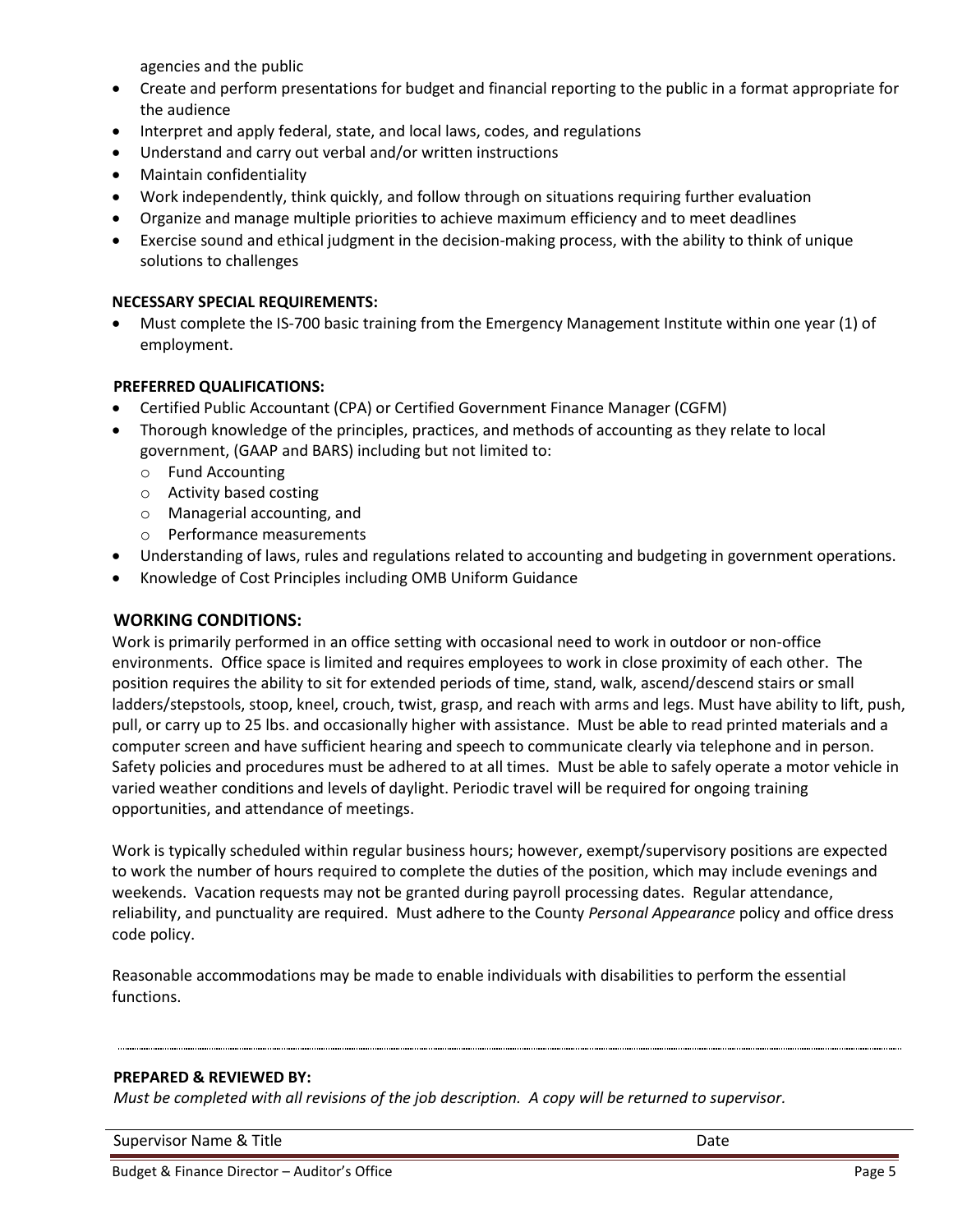agencies and the public

- Create and perform presentations for budget and financial reporting to the public in a format appropriate for the audience
- Interpret and apply federal, state, and local laws, codes, and regulations
- Understand and carry out verbal and/or written instructions
- Maintain confidentiality
- Work independently, think quickly, and follow through on situations requiring further evaluation
- Organize and manage multiple priorities to achieve maximum efficiency and to meet deadlines
- Exercise sound and ethical judgment in the decision-making process, with the ability to think of unique solutions to challenges

**NECESSARY SPECIAL REQUIREMENTS:**

- Must complete the IS-700 basic training from the Emergency Management Institute within one year (1) of employment.

**PREFERRED QUALIFICATIONS:**

- Certified Public Accountant (CPA) or Certified Government Finance Manager (CGFM)
- Thorough knowledge of the principles, practices, and methods of accounting as they relate to local government, (GAAP and BARS) including but not limited to:
  - Fund Accounting
  - Activity based costing
  - Managerial accounting, and
  - Performance measurements
- Understanding of laws, rules and regulations related to accounting and budgeting in government operations.
- Knowledge of Cost Principles including OMB Uniform Guidance

## WORKING CONDITIONS:

Work is primarily performed in an office setting with occasional need to work in outdoor or non-office environments. Office space is limited and requires employees to work in close proximity of each other. The position requires the ability to sit for extended periods of time, stand, walk, ascend/descend stairs or small ladders/stepstools, stoop, kneel, crouch, twist, grasp, and reach with arms and legs. Must have ability to lift, push, pull, or carry up to 25 lbs. and occasionally higher with assistance. Must be able to read printed materials and a computer screen and have sufficient hearing and speech to communicate clearly via telephone and in person. Safety policies and procedures must be adhered to at all times. Must be able to safely operate a motor vehicle in varied weather conditions and levels of daylight. Periodic travel will be required for ongoing training opportunities, and attendance of meetings.

Work is typically scheduled within regular business hours; however, exempt/supervisory positions are expected to work the number of hours required to complete the duties of the position, which may include evenings and weekends. Vacation requests may not be granted during payroll processing dates. Regular attendance, reliability, and punctuality are required. Must adhere to the County *Personal Appearance* policy and office dress code policy.

Reasonable accommodations may be made to enable individuals with disabilities to perform the essential functions.

---

**PREPARED & REVIEWED BY:**

*Must be completed with all revisions of the job description. A copy will be returned to supervisor.*

| Supervisor Name & Title | Date |
|---|---|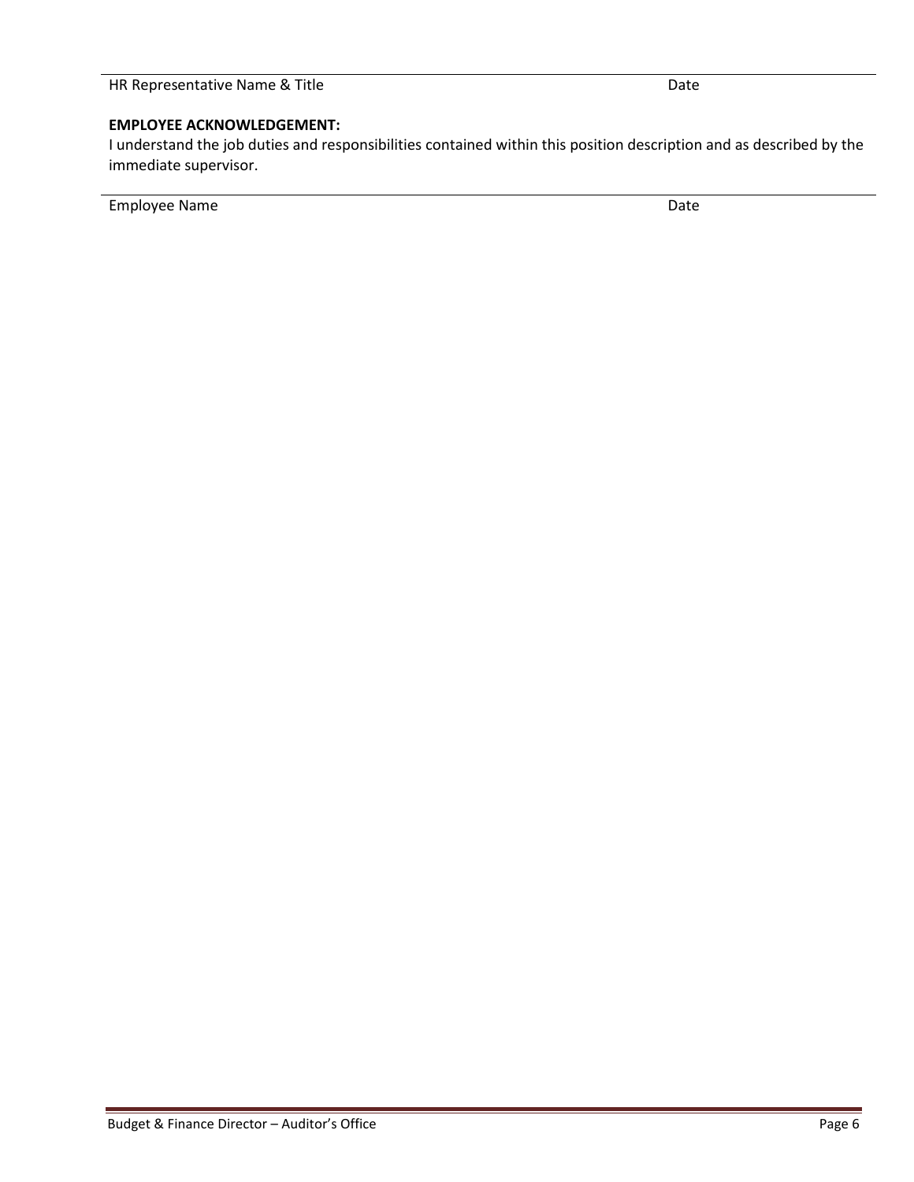| | |
|---|---|
| HR Representative Name & Title | Date |

**EMPLOYEE ACKNOWLEDGEMENT:**

I understand the job duties and responsibilities contained within this position description and as described by the immediate supervisor.

| | |
|---|---|
| Employee Name | Date |